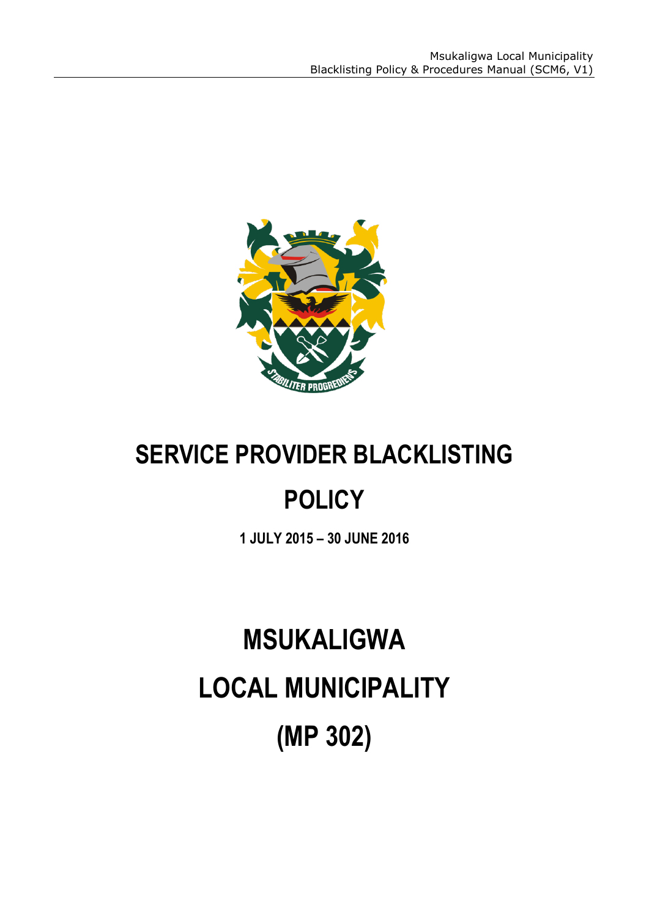# SERVICE PROVIDER BLACKLISTING POLICY

**1 JULY 2015 – 30 JUNE 2016**

# MSUKALIGWA LOCAL MUNICIPALITY (MP 302)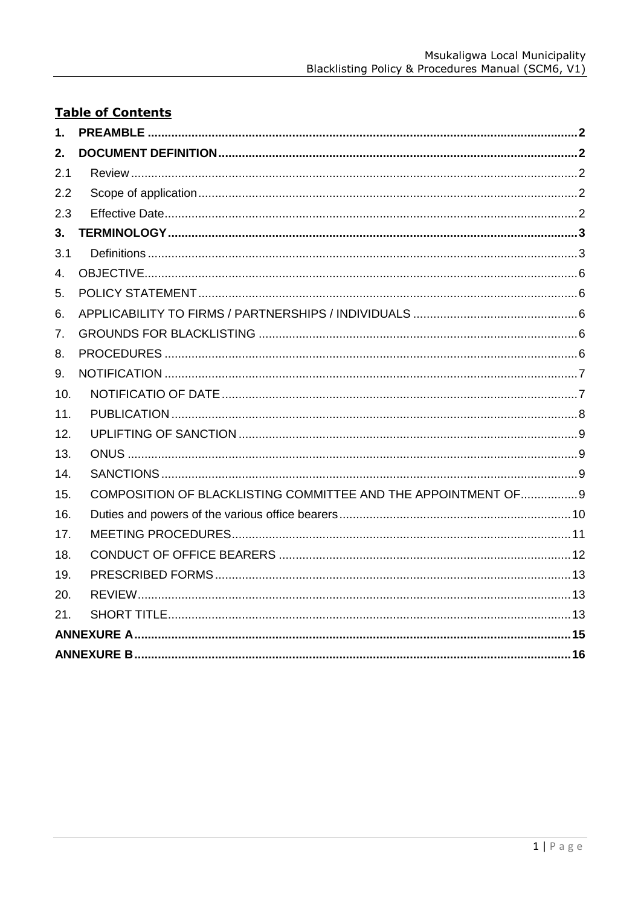**Table of Contents**

| | | |
|---|---|---|
| **1.** | **PREAMBLE** | **2** |
| **2.** | **DOCUMENT DEFINITION** | **2** |
| 2.1 | Review | 2 |
| 2.2 | Scope of application | 2 |
| 2.3 | Effective Date | 2 |
| **3.** | **TERMINOLOGY** | **3** |
| 3.1 | Definitions | 3 |
| 4. | OBJECTIVE | 6 |
| 5. | POLICY STATEMENT | 6 |
| 6. | APPLICABILITY TO FIRMS / PARTNERSHIPS / INDIVIDUALS | 6 |
| 7. | GROUNDS FOR BLACKLISTING | 6 |
| 8. | PROCEDURES | 6 |
| 9. | NOTIFICATION | 7 |
| 10. | NOTIFICATIO OF DATE | 7 |
| 11. | PUBLICATION | 8 |
| 12. | UPLIFTING OF SANCTION | 9 |
| 13. | ONUS | 9 |
| 14. | SANCTIONS | 9 |
| 15. | COMPOSITION OF BLACKLISTING COMMITTEE AND THE APPOINTMENT OF | 9 |
| 16. | Duties and powers of the various office bearers | 10 |
| 17. | MEETING PROCEDURES | 11 |
| 18. | CONDUCT OF OFFICE BEARERS | 12 |
| 19. | PRESCRIBED FORMS | 13 |
| 20. | REVIEW | 13 |
| 21. | SHORT TITLE | 13 |
| | **ANNEXURE A** | **15** |
| | **ANNEXURE B** | **16** |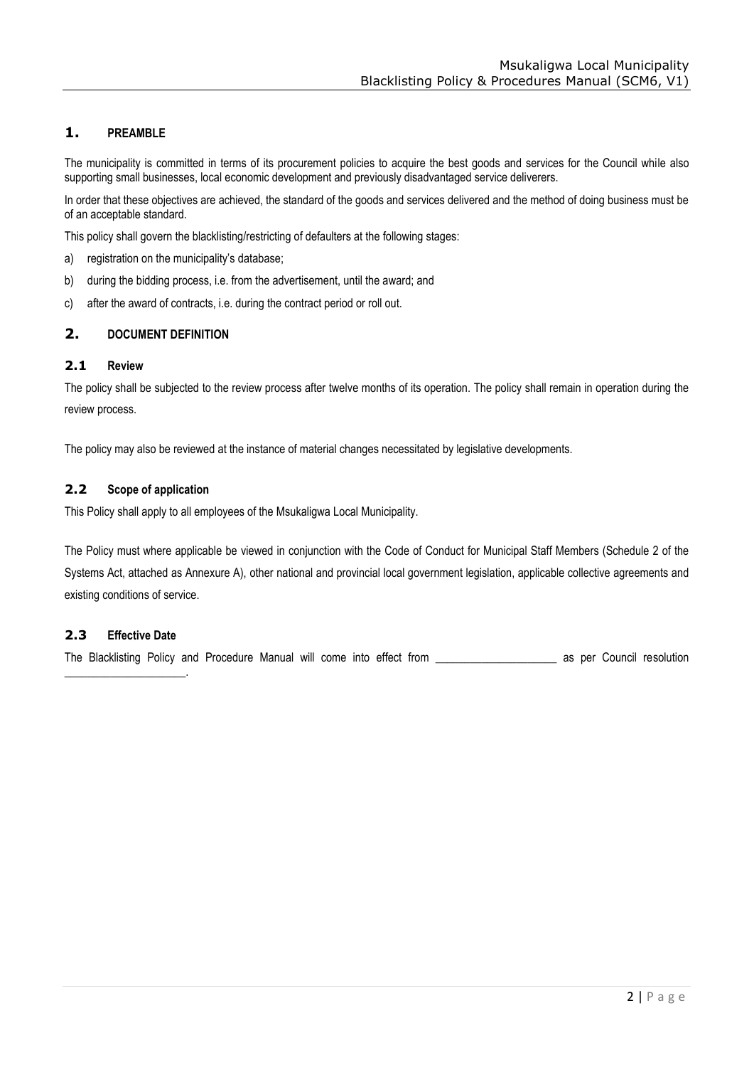# 1. PREAMBLE

The municipality is committed in terms of its procurement policies to acquire the best goods and services for the Council while also supporting small businesses, local economic development and previously disadvantaged service deliverers.

In order that these objectives are achieved, the standard of the goods and services delivered and the method of doing business must be of an acceptable standard.

This policy shall govern the blacklisting/restricting of defaulters at the following stages:

a) registration on the municipality's database;

b) during the bidding process, i.e. from the advertisement, until the award; and

c) after the award of contracts, i.e. during the contract period or roll out.

# 2. DOCUMENT DEFINITION

## 2.1 Review

The policy shall be subjected to the review process after twelve months of its operation. The policy shall remain in operation during the review process.

The policy may also be reviewed at the instance of material changes necessitated by legislative developments.

## 2.2 Scope of application

This Policy shall apply to all employees of the Msukaligwa Local Municipality.

The Policy must where applicable be viewed in conjunction with the Code of Conduct for Municipal Staff Members (Schedule 2 of the Systems Act, attached as Annexure A), other national and provincial local government legislation, applicable collective agreements and existing conditions of service.

## 2.3 Effective Date

The Blacklisting Policy and Procedure Manual will come into effect from ____________________ as per Council resolution ____________________.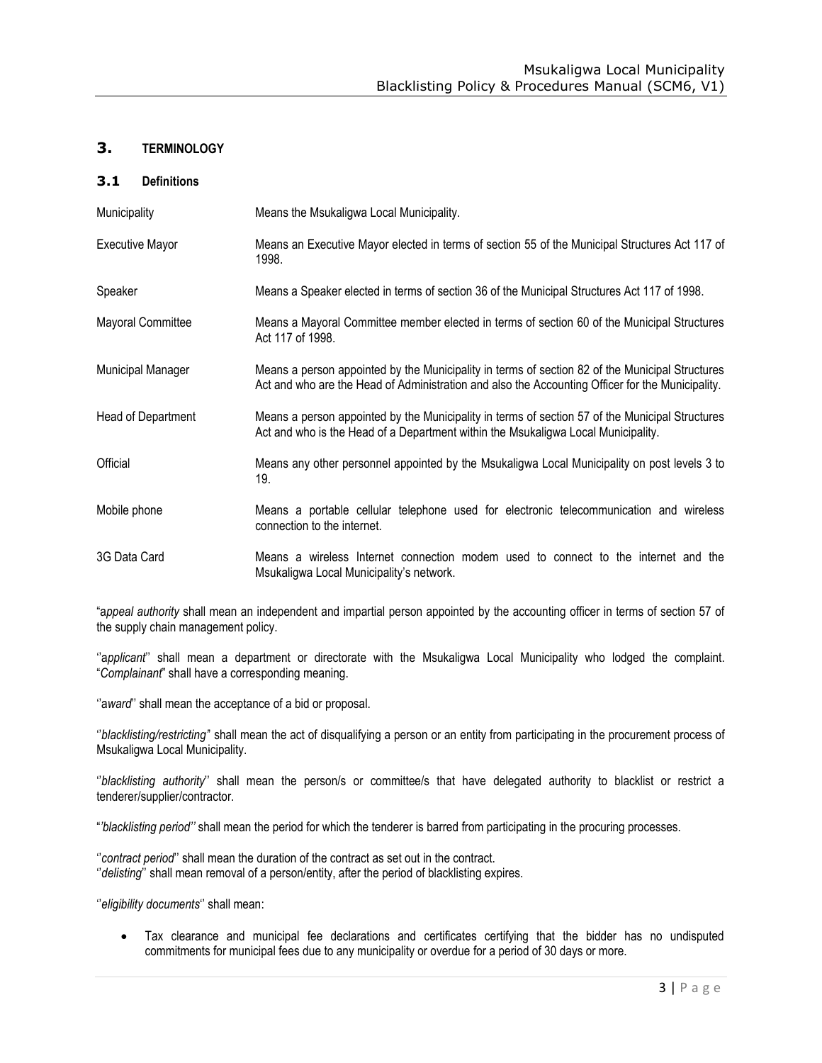## 3. TERMINOLOGY

### 3.1 Definitions

| | |
|---|---|
| Municipality | Means the Msukaligwa Local Municipality. |
| Executive Mayor | Means an Executive Mayor elected in terms of section 55 of the Municipal Structures Act 117 of 1998. |
| Speaker | Means a Speaker elected in terms of section 36 of the Municipal Structures Act 117 of 1998. |
| Mayoral Committee | Means a Mayoral Committee member elected in terms of section 60 of the Municipal Structures Act 117 of 1998. |
| Municipal Manager | Means a person appointed by the Municipality in terms of section 82 of the Municipal Structures Act and who are the Head of Administration and also the Accounting Officer for the Municipality. |
| Head of Department | Means a person appointed by the Municipality in terms of section 57 of the Municipal Structures Act and who is the Head of a Department within the Msukaligwa Local Municipality. |
| Official | Means any other personnel appointed by the Msukaligwa Local Municipality on post levels 3 to 19. |
| Mobile phone | Means a portable cellular telephone used for electronic telecommunication and wireless connection to the internet. |
| 3G Data Card | Means a wireless Internet connection modem used to connect to the internet and the Msukaligwa Local Municipality's network. |

"*appeal authority* shall mean an independent and impartial person appointed by the accounting officer in terms of section 57 of the supply chain management policy.

''*applicant*'' shall mean a department or directorate with the Msukaligwa Local Municipality who lodged the complaint. "*Complainant*" shall have a corresponding meaning.

''*award*'' shall mean the acceptance of a bid or proposal.

''*blacklisting/restricting"* shall mean the act of disqualifying a person or an entity from participating in the procurement process of Msukaligwa Local Municipality.

''*blacklisting authority*'' shall mean the person/s or committee/s that have delegated authority to blacklist or restrict a tenderer/supplier/contractor.

"*'blacklisting period''* shall mean the period for which the tenderer is barred from participating in the procuring processes.

''*contract period*'' shall mean the duration of the contract as set out in the contract.
''*delisting*'' shall mean removal of a person/entity, after the period of blacklisting expires.

''*eligibility documents*'' shall mean:

- Tax clearance and municipal fee declarations and certificates certifying that the bidder has no undisputed commitments for municipal fees due to any municipality or overdue for a period of 30 days or more.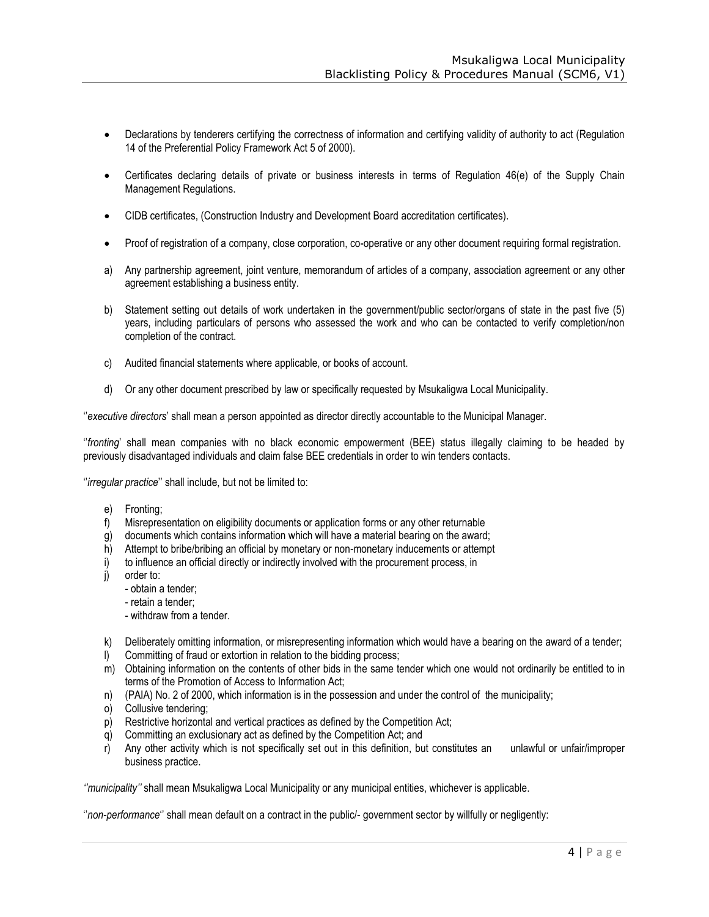- Declarations by tenderers certifying the correctness of information and certifying validity of authority to act (Regulation 14 of the Preferential Policy Framework Act 5 of 2000).
- Certificates declaring details of private or business interests in terms of Regulation 46(e) of the Supply Chain Management Regulations.
- CIDB certificates, (Construction Industry and Development Board accreditation certificates).
- Proof of registration of a company, close corporation, co-operative or any other document requiring formal registration.

a) Any partnership agreement, joint venture, memorandum of articles of a company, association agreement or any other agreement establishing a business entity.

b) Statement setting out details of work undertaken in the government/public sector/organs of state in the past five (5) years, including particulars of persons who assessed the work and who can be contacted to verify completion/non completion of the contract.

c) Audited financial statements where applicable, or books of account.

d) Or any other document prescribed by law or specifically requested by Msukaligwa Local Municipality.

''*executive directors*' shall mean a person appointed as director directly accountable to the Municipal Manager.

''*fronting*' shall mean companies with no black economic empowerment (BEE) status illegally claiming to be headed by previously disadvantaged individuals and claim false BEE credentials in order to win tenders contacts.

''*irregular practice*'' shall include, but not be limited to:

e) Fronting;
f) Misrepresentation on eligibility documents or application forms or any other returnable
g) documents which contains information which will have a material bearing on the award;
h) Attempt to bribe/bribing an official by monetary or non-monetary inducements or attempt
i) to influence an official directly or indirectly involved with the procurement process, in
j) order to:
   - obtain a tender;
   - retain a tender;
   - withdraw from a tender.

k) Deliberately omitting information, or misrepresenting information which would have a bearing on the award of a tender;
l) Committing of fraud or extortion in relation to the bidding process;
m) Obtaining information on the contents of other bids in the same tender which one would not ordinarily be entitled to in terms of the Promotion of Access to Information Act;
n) (PAIA) No. 2 of 2000, which information is in the possession and under the control of the municipality;
o) Collusive tendering;
p) Restrictive horizontal and vertical practices as defined by the Competition Act;
q) Committing an exclusionary act as defined by the Competition Act; and
r) Any other activity which is not specifically set out in this definition, but constitutes an unlawful or unfair/improper business practice.

*''municipality''* shall mean Msukaligwa Local Municipality or any municipal entities, whichever is applicable.

''*non-performance*'' shall mean default on a contract in the public/- government sector by willfully or negligently: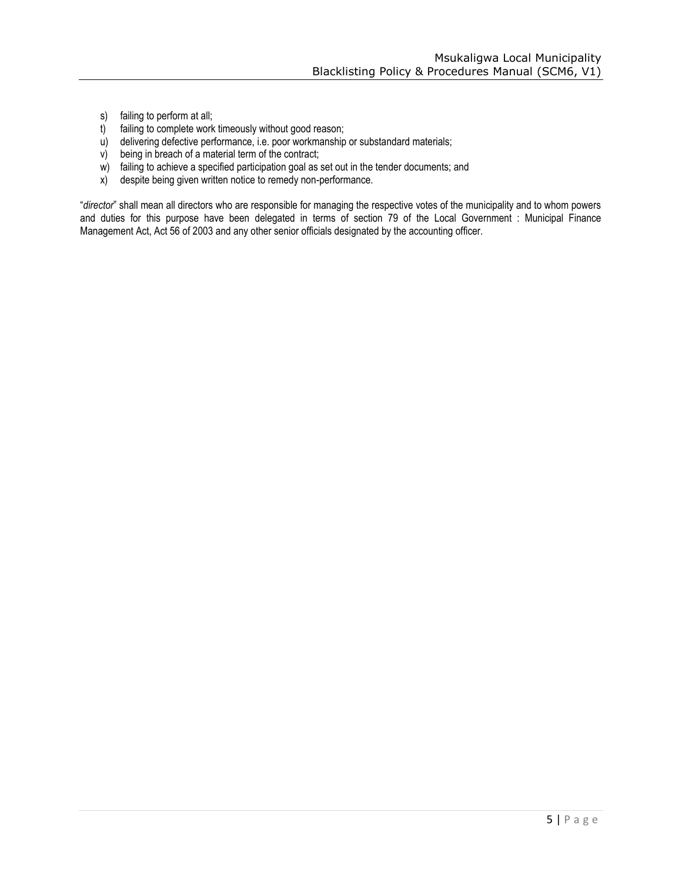s) failing to perform at all;
t) failing to complete work timeously without good reason;
u) delivering defective performance, i.e. poor workmanship or substandard materials;
v) being in breach of a material term of the contract;
w) failing to achieve a specified participation goal as set out in the tender documents; and
x) despite being given written notice to remedy non-performance.

"*director*" shall mean all directors who are responsible for managing the respective votes of the municipality and to whom powers and duties for this purpose have been delegated in terms of section 79 of the Local Government : Municipal Finance Management Act, Act 56 of 2003 and any other senior officials designated by the accounting officer.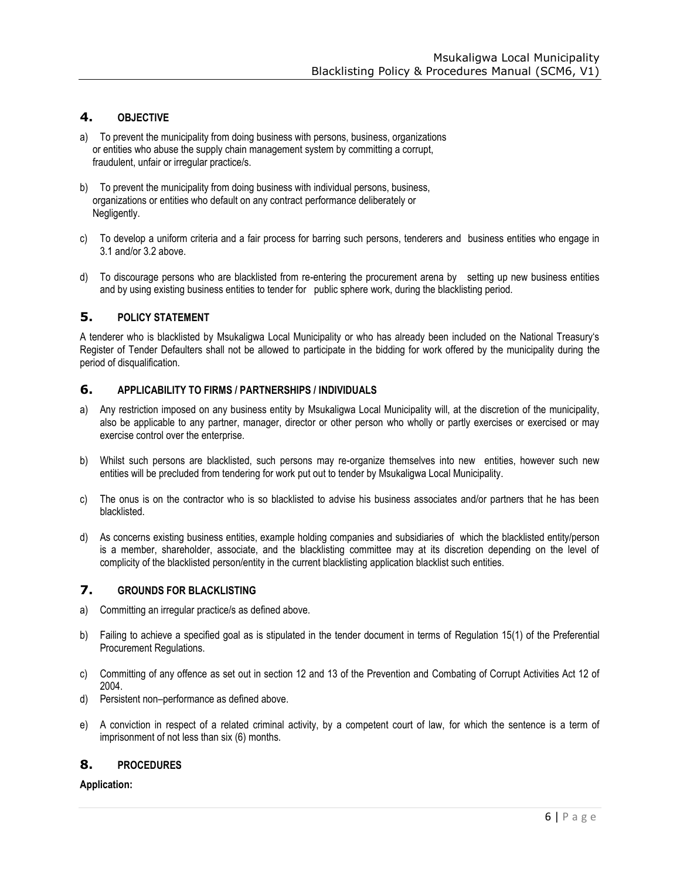## 4. OBJECTIVE

a) To prevent the municipality from doing business with persons, business, organizations or entities who abuse the supply chain management system by committing a corrupt, fraudulent, unfair or irregular practice/s.

b) To prevent the municipality from doing business with individual persons, business, organizations or entities who default on any contract performance deliberately or Negligently.

c) To develop a uniform criteria and a fair process for barring such persons, tenderers and business entities who engage in 3.1 and/or 3.2 above.

d) To discourage persons who are blacklisted from re-entering the procurement arena by setting up new business entities and by using existing business entities to tender for public sphere work, during the blacklisting period.

## 5. POLICY STATEMENT

A tenderer who is blacklisted by Msukaligwa Local Municipality or who has already been included on the National Treasury's Register of Tender Defaulters shall not be allowed to participate in the bidding for work offered by the municipality during the period of disqualification.

## 6. APPLICABILITY TO FIRMS / PARTNERSHIPS / INDIVIDUALS

a) Any restriction imposed on any business entity by Msukaligwa Local Municipality will, at the discretion of the municipality, also be applicable to any partner, manager, director or other person who wholly or partly exercises or exercised or may exercise control over the enterprise.

b) Whilst such persons are blacklisted, such persons may re-organize themselves into new entities, however such new entities will be precluded from tendering for work put out to tender by Msukaligwa Local Municipality.

c) The onus is on the contractor who is so blacklisted to advise his business associates and/or partners that he has been blacklisted.

d) As concerns existing business entities, example holding companies and subsidiaries of which the blacklisted entity/person is a member, shareholder, associate, and the blacklisting committee may at its discretion depending on the level of complicity of the blacklisted person/entity in the current blacklisting application blacklist such entities.

## 7. GROUNDS FOR BLACKLISTING

a) Committing an irregular practice/s as defined above.

b) Failing to achieve a specified goal as is stipulated in the tender document in terms of Regulation 15(1) of the Preferential Procurement Regulations.

c) Committing of any offence as set out in section 12 and 13 of the Prevention and Combating of Corrupt Activities Act 12 of 2004.

d) Persistent non–performance as defined above.

e) A conviction in respect of a related criminal activity, by a competent court of law, for which the sentence is a term of imprisonment of not less than six (6) months.

## 8. PROCEDURES

**Application:**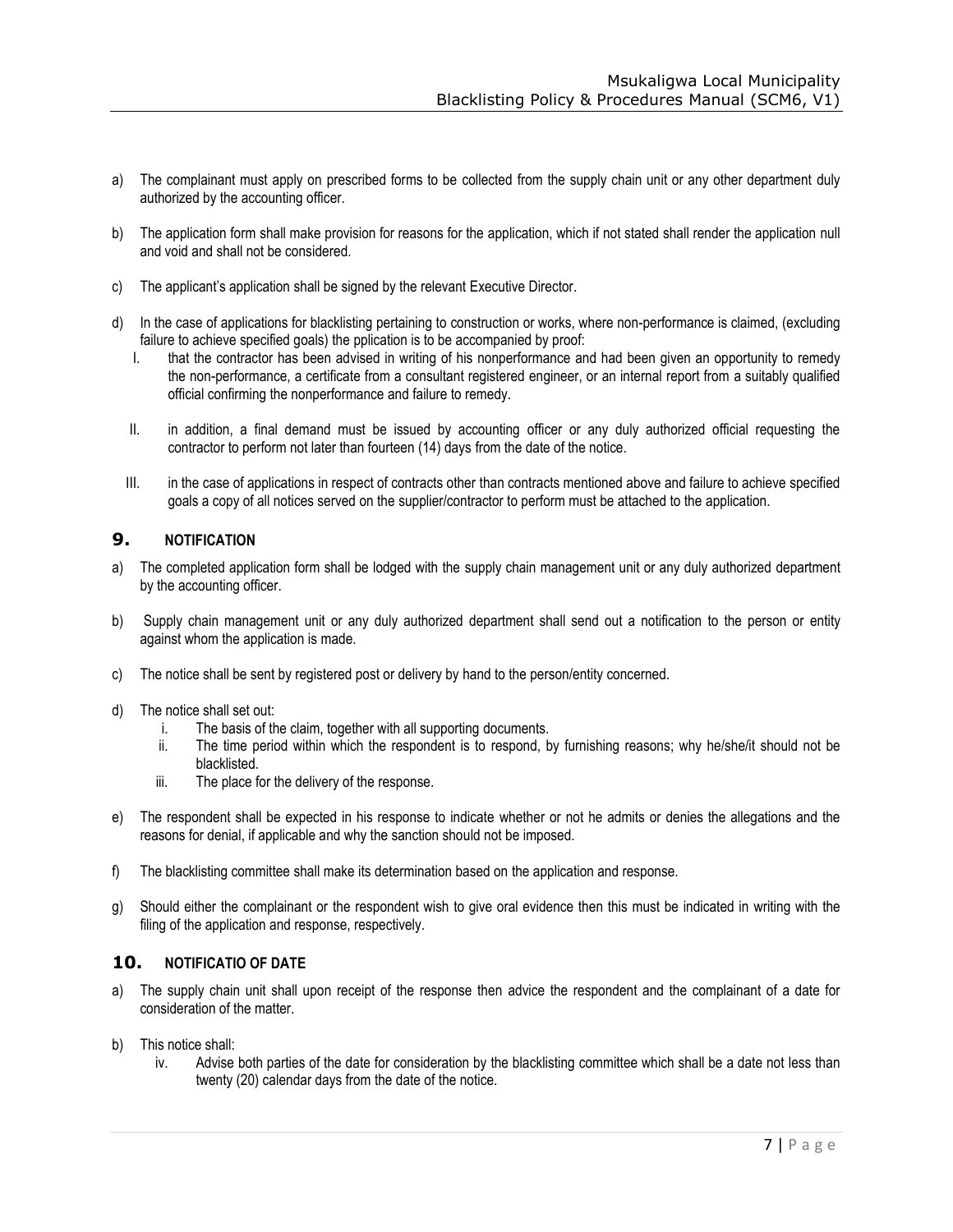a) The complainant must apply on prescribed forms to be collected from the supply chain unit or any other department duly authorized by the accounting officer.

b) The application form shall make provision for reasons for the application, which if not stated shall render the application null and void and shall not be considered.

c) The applicant's application shall be signed by the relevant Executive Director.

d) In the case of applications for blacklisting pertaining to construction or works, where non-performance is claimed, (excluding failure to achieve specified goals) the pplication is to be accompanied by proof:

   I. that the contractor has been advised in writing of his nonperformance and had been given an opportunity to remedy the non-performance, a certificate from a consultant registered engineer, or an internal report from a suitably qualified official confirming the nonperformance and failure to remedy.

   II. in addition, a final demand must be issued by accounting officer or any duly authorized official requesting the contractor to perform not later than fourteen (14) days from the date of the notice.

   III. in the case of applications in respect of contracts other than contracts mentioned above and failure to achieve specified goals a copy of all notices served on the supplier/contractor to perform must be attached to the application.

## 9. NOTIFICATION

a) The completed application form shall be lodged with the supply chain management unit or any duly authorized department by the accounting officer.

b) Supply chain management unit or any duly authorized department shall send out a notification to the person or entity against whom the application is made.

c) The notice shall be sent by registered post or delivery by hand to the person/entity concerned.

d) The notice shall set out:

   i. The basis of the claim, together with all supporting documents.

   ii. The time period within which the respondent is to respond, by furnishing reasons; why he/she/it should not be blacklisted.

   iii. The place for the delivery of the response.

e) The respondent shall be expected in his response to indicate whether or not he admits or denies the allegations and the reasons for denial, if applicable and why the sanction should not be imposed.

f) The blacklisting committee shall make its determination based on the application and response.

g) Should either the complainant or the respondent wish to give oral evidence then this must be indicated in writing with the filing of the application and response, respectively.

## 10. NOTIFICATIO OF DATE

a) The supply chain unit shall upon receipt of the response then advice the respondent and the complainant of a date for consideration of the matter.

b) This notice shall:

   iv. Advise both parties of the date for consideration by the blacklisting committee which shall be a date not less than twenty (20) calendar days from the date of the notice.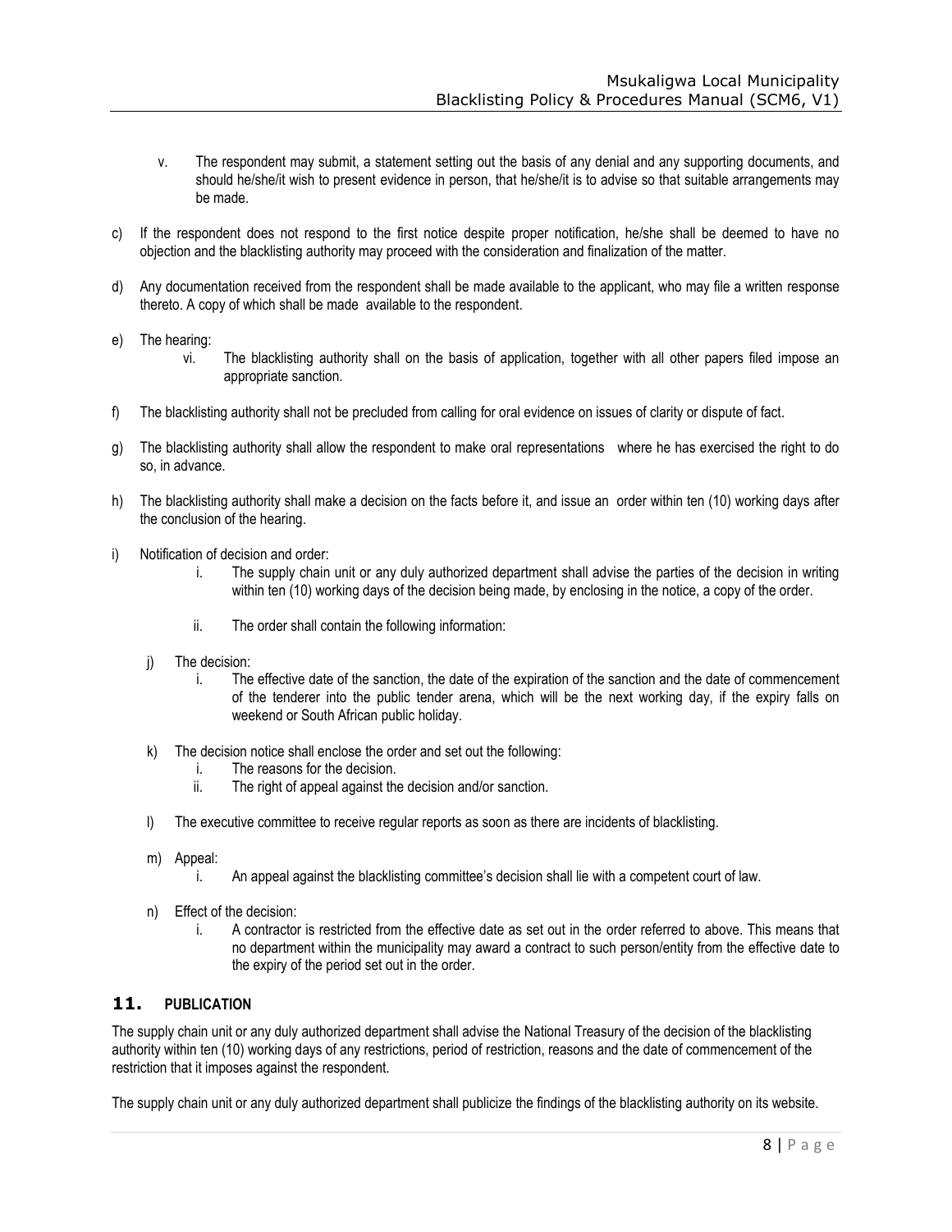v. The respondent may submit, a statement setting out the basis of any denial and any supporting documents, and should he/she/it wish to present evidence in person, that he/she/it is to advise so that suitable arrangements may be made.

c) If the respondent does not respond to the first notice despite proper notification, he/she shall be deemed to have no objection and the blacklisting authority may proceed with the consideration and finalization of the matter.

d) Any documentation received from the respondent shall be made available to the applicant, who may file a written response thereto. A copy of which shall be made available to the respondent.

e) The hearing:

   vi. The blacklisting authority shall on the basis of application, together with all other papers filed impose an appropriate sanction.

f) The blacklisting authority shall not be precluded from calling for oral evidence on issues of clarity or dispute of fact.

g) The blacklisting authority shall allow the respondent to make oral representations where he has exercised the right to do so, in advance.

h) The blacklisting authority shall make a decision on the facts before it, and issue an order within ten (10) working days after the conclusion of the hearing.

i) Notification of decision and order:

   i. The supply chain unit or any duly authorized department shall advise the parties of the decision in writing within ten (10) working days of the decision being made, by enclosing in the notice, a copy of the order.

   ii. The order shall contain the following information:

j) The decision:

   i. The effective date of the sanction, the date of the expiration of the sanction and the date of commencement of the tenderer into the public tender arena, which will be the next working day, if the expiry falls on weekend or South African public holiday.

k) The decision notice shall enclose the order and set out the following:

   i. The reasons for the decision.
   ii. The right of appeal against the decision and/or sanction.

l) The executive committee to receive regular reports as soon as there are incidents of blacklisting.

m) Appeal:

   i. An appeal against the blacklisting committee's decision shall lie with a competent court of law.

n) Effect of the decision:

   i. A contractor is restricted from the effective date as set out in the order referred to above. This means that no department within the municipality may award a contract to such person/entity from the effective date to the expiry of the period set out in the order.

## 11. PUBLICATION

The supply chain unit or any duly authorized department shall advise the National Treasury of the decision of the blacklisting authority within ten (10) working days of any restrictions, period of restriction, reasons and the date of commencement of the restriction that it imposes against the respondent.

The supply chain unit or any duly authorized department shall publicize the findings of the blacklisting authority on its website.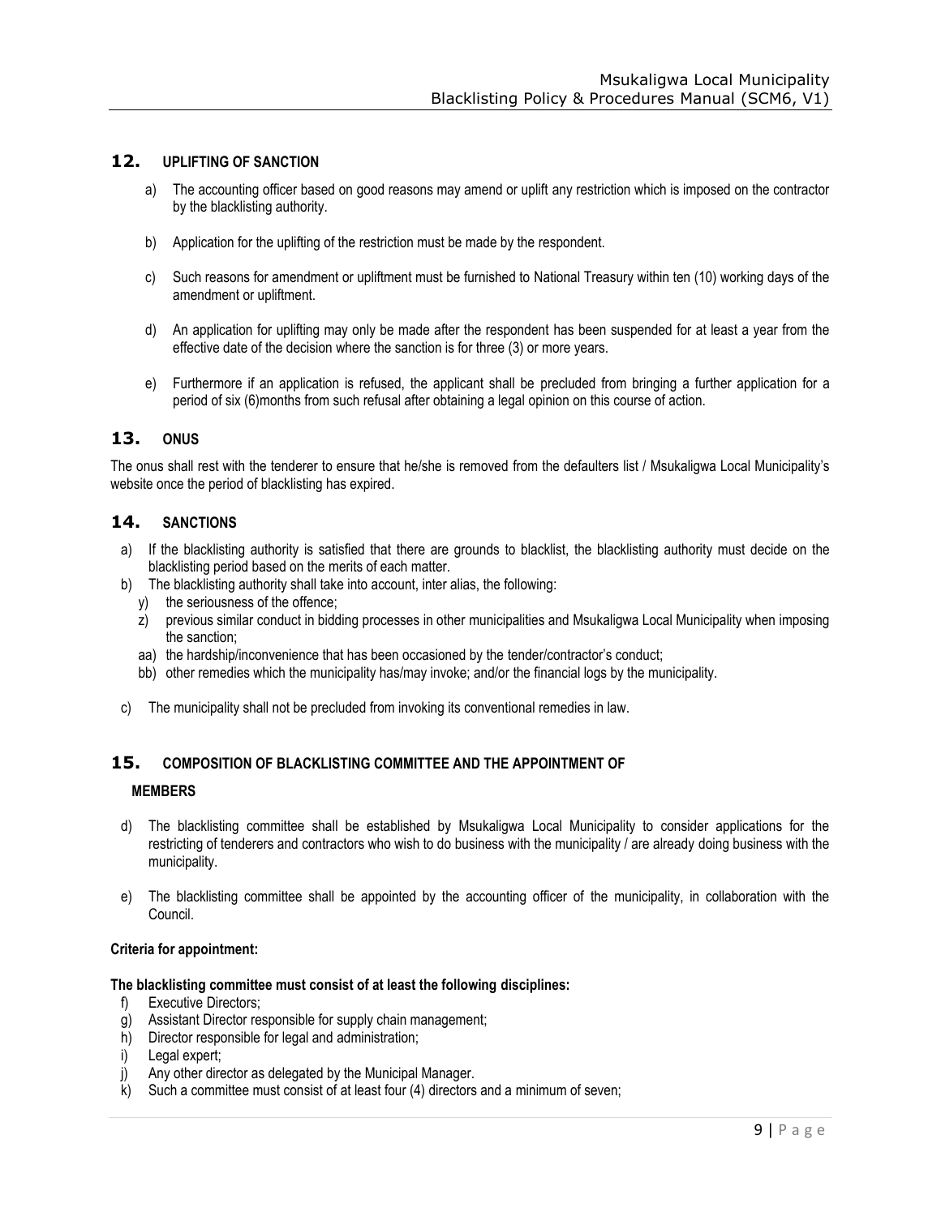## 12. UPLIFTING OF SANCTION

a) The accounting officer based on good reasons may amend or uplift any restriction which is imposed on the contractor by the blacklisting authority.

b) Application for the uplifting of the restriction must be made by the respondent.

c) Such reasons for amendment or upliftment must be furnished to National Treasury within ten (10) working days of the amendment or upliftment.

d) An application for uplifting may only be made after the respondent has been suspended for at least a year from the effective date of the decision where the sanction is for three (3) or more years.

e) Furthermore if an application is refused, the applicant shall be precluded from bringing a further application for a period of six (6)months from such refusal after obtaining a legal opinion on this course of action.

## 13. ONUS

The onus shall rest with the tenderer to ensure that he/she is removed from the defaulters list / Msukaligwa Local Municipality's website once the period of blacklisting has expired.

## 14. SANCTIONS

a) If the blacklisting authority is satisfied that there are grounds to blacklist, the blacklisting authority must decide on the blacklisting period based on the merits of each matter.

b) The blacklisting authority shall take into account, inter alias, the following:

   y) the seriousness of the offence;

   z) previous similar conduct in bidding processes in other municipalities and Msukaligwa Local Municipality when imposing the sanction;

   aa) the hardship/inconvenience that has been occasioned by the tender/contractor's conduct;

   bb) other remedies which the municipality has/may invoke; and/or the financial logs by the municipality.

c) The municipality shall not be precluded from invoking its conventional remedies in law.

## 15. COMPOSITION OF BLACKLISTING COMMITTEE AND THE APPOINTMENT OF MEMBERS

d) The blacklisting committee shall be established by Msukaligwa Local Municipality to consider applications for the restricting of tenderers and contractors who wish to do business with the municipality / are already doing business with the municipality.

e) The blacklisting committee shall be appointed by the accounting officer of the municipality, in collaboration with the Council.

**Criteria for appointment:**

**The blacklisting committee must consist of at least the following disciplines:**

f) Executive Directors;

g) Assistant Director responsible for supply chain management;

h) Director responsible for legal and administration;

i) Legal expert;

j) Any other director as delegated by the Municipal Manager.

k) Such a committee must consist of at least four (4) directors and a minimum of seven;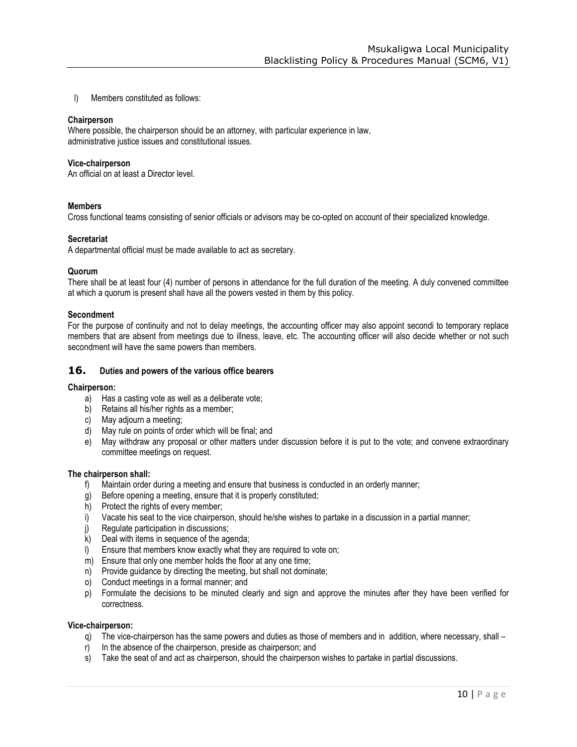l) Members constituted as follows:

**Chairperson**
Where possible, the chairperson should be an attorney, with particular experience in law, administrative justice issues and constitutional issues.

**Vice-chairperson**
An official on at least a Director level.

**Members**
Cross functional teams consisting of senior officials or advisors may be co-opted on account of their specialized knowledge.

**Secretariat**
A departmental official must be made available to act as secretary.

**Quorum**
There shall be at least four (4) number of persons in attendance for the full duration of the meeting. A duly convened committee at which a quorum is present shall have all the powers vested in them by this policy.

**Secondment**
For the purpose of continuity and not to delay meetings, the accounting officer may also appoint secondi to temporary replace members that are absent from meetings due to illness, leave, etc. The accounting officer will also decide whether or not such secondment will have the same powers than members.

## 16. Duties and powers of the various office bearers

**Chairperson:**

a) Has a casting vote as well as a deliberate vote;
b) Retains all his/her rights as a member;
c) May adjourn a meeting;
d) May rule on points of order which will be final; and
e) May withdraw any proposal or other matters under discussion before it is put to the vote; and convene extraordinary committee meetings on request.

**The chairperson shall:**

f) Maintain order during a meeting and ensure that business is conducted in an orderly manner;
g) Before opening a meeting, ensure that it is properly constituted;
h) Protect the rights of every member;
i) Vacate his seat to the vice chairperson, should he/she wishes to partake in a discussion in a partial manner;
j) Regulate participation in discussions;
k) Deal with items in sequence of the agenda;
l) Ensure that members know exactly what they are required to vote on;
m) Ensure that only one member holds the floor at any one time;
n) Provide guidance by directing the meeting, but shall not dominate;
o) Conduct meetings in a formal manner; and
p) Formulate the decisions to be minuted clearly and sign and approve the minutes after they have been verified for correctness.

**Vice-chairperson:**

q) The vice-chairperson has the same powers and duties as those of members and in addition, where necessary, shall –
r) In the absence of the chairperson, preside as chairperson; and
s) Take the seat of and act as chairperson, should the chairperson wishes to partake in partial discussions.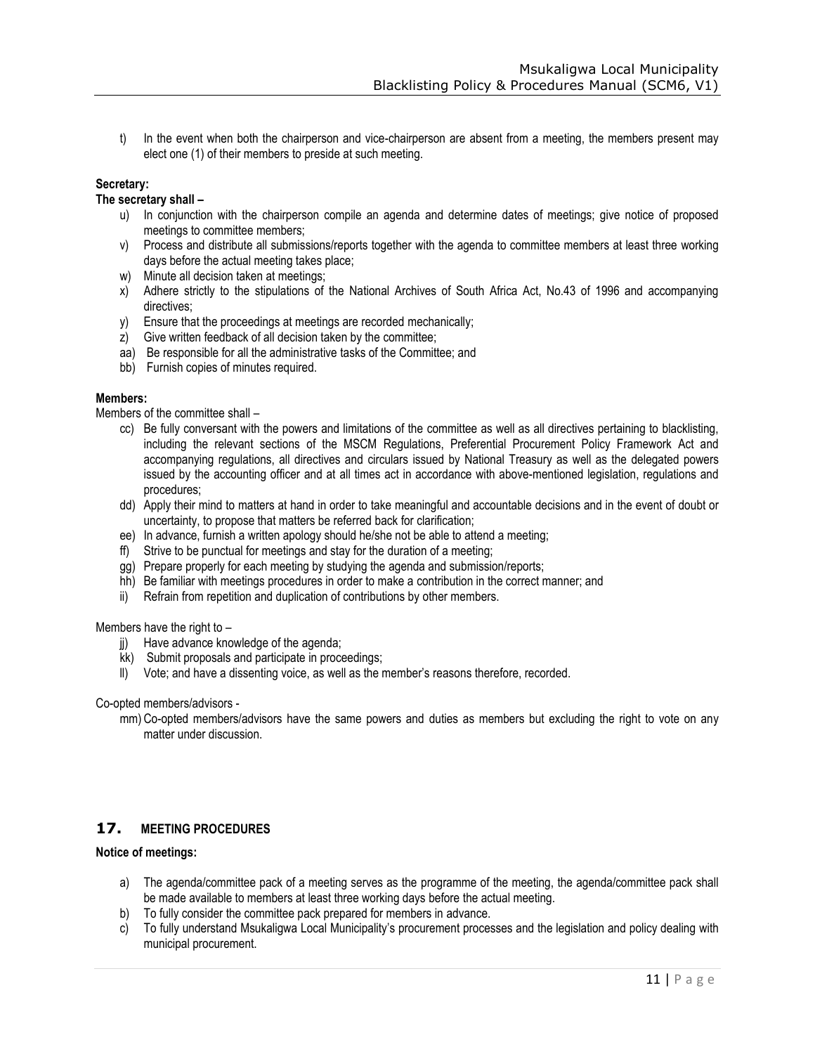t) In the event when both the chairperson and vice-chairperson are absent from a meeting, the members present may elect one (1) of their members to preside at such meeting.

**Secretary:**

**The secretary shall –**

u) In conjunction with the chairperson compile an agenda and determine dates of meetings; give notice of proposed meetings to committee members;

v) Process and distribute all submissions/reports together with the agenda to committee members at least three working days before the actual meeting takes place;

w) Minute all decision taken at meetings;

x) Adhere strictly to the stipulations of the National Archives of South Africa Act, No.43 of 1996 and accompanying directives;

y) Ensure that the proceedings at meetings are recorded mechanically;

z) Give written feedback of all decision taken by the committee;

aa) Be responsible for all the administrative tasks of the Committee; and

bb) Furnish copies of minutes required.

**Members:**

Members of the committee shall –

cc) Be fully conversant with the powers and limitations of the committee as well as all directives pertaining to blacklisting, including the relevant sections of the MSCM Regulations, Preferential Procurement Policy Framework Act and accompanying regulations, all directives and circulars issued by National Treasury as well as the delegated powers issued by the accounting officer and at all times act in accordance with above-mentioned legislation, regulations and procedures;

dd) Apply their mind to matters at hand in order to take meaningful and accountable decisions and in the event of doubt or uncertainty, to propose that matters be referred back for clarification;

ee) In advance, furnish a written apology should he/she not be able to attend a meeting;

ff) Strive to be punctual for meetings and stay for the duration of a meeting;

gg) Prepare properly for each meeting by studying the agenda and submission/reports;

hh) Be familiar with meetings procedures in order to make a contribution in the correct manner; and

ii) Refrain from repetition and duplication of contributions by other members.

Members have the right to –

jj) Have advance knowledge of the agenda;

kk) Submit proposals and participate in proceedings;

ll) Vote; and have a dissenting voice, as well as the member's reasons therefore, recorded.

Co-opted members/advisors -

mm) Co-opted members/advisors have the same powers and duties as members but excluding the right to vote on any matter under discussion.

## 17. MEETING PROCEDURES

**Notice of meetings:**

a) The agenda/committee pack of a meeting serves as the programme of the meeting, the agenda/committee pack shall be made available to members at least three working days before the actual meeting.

b) To fully consider the committee pack prepared for members in advance.

c) To fully understand Msukaligwa Local Municipality's procurement processes and the legislation and policy dealing with municipal procurement.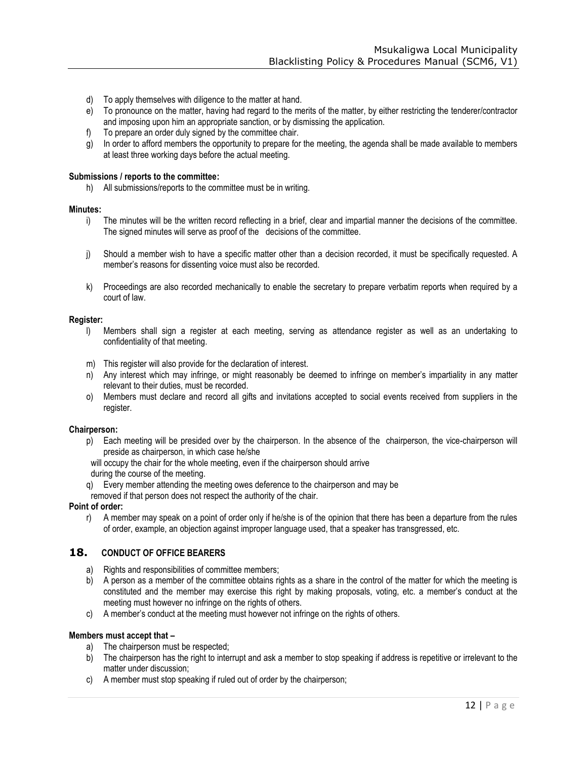d) To apply themselves with diligence to the matter at hand.
e) To pronounce on the matter, having had regard to the merits of the matter, by either restricting the tenderer/contractor and imposing upon him an appropriate sanction, or by dismissing the application.
f) To prepare an order duly signed by the committee chair.
g) In order to afford members the opportunity to prepare for the meeting, the agenda shall be made available to members at least three working days before the actual meeting.

**Submissions / reports to the committee:**

h) All submissions/reports to the committee must be in writing.

**Minutes:**

i) The minutes will be the written record reflecting in a brief, clear and impartial manner the decisions of the committee. The signed minutes will serve as proof of the decisions of the committee.

j) Should a member wish to have a specific matter other than a decision recorded, it must be specifically requested. A member's reasons for dissenting voice must also be recorded.

k) Proceedings are also recorded mechanically to enable the secretary to prepare verbatim reports when required by a court of law.

**Register:**

l) Members shall sign a register at each meeting, serving as attendance register as well as an undertaking to confidentiality of that meeting.

m) This register will also provide for the declaration of interest.
n) Any interest which may infringe, or might reasonably be deemed to infringe on member's impartiality in any matter relevant to their duties, must be recorded.
o) Members must declare and record all gifts and invitations accepted to social events received from suppliers in the register.

**Chairperson:**

p) Each meeting will be presided over by the chairperson. In the absence of the chairperson, the vice-chairperson will preside as chairperson, in which case he/she will occupy the chair for the whole meeting, even if the chairperson should arrive during the course of the meeting.
q) Every member attending the meeting owes deference to the chairperson and may be removed if that person does not respect the authority of the chair.

**Point of order:**

r) A member may speak on a point of order only if he/she is of the opinion that there has been a departure from the rules of order, example, an objection against improper language used, that a speaker has transgressed, etc.

## 18. CONDUCT OF OFFICE BEARERS

a) Rights and responsibilities of committee members;
b) A person as a member of the committee obtains rights as a share in the control of the matter for which the meeting is constituted and the member may exercise this right by making proposals, voting, etc. a member's conduct at the meeting must however no infringe on the rights of others.
c) A member's conduct at the meeting must however not infringe on the rights of others.

**Members must accept that –**

a) The chairperson must be respected;
b) The chairperson has the right to interrupt and ask a member to stop speaking if address is repetitive or irrelevant to the matter under discussion;
c) A member must stop speaking if ruled out of order by the chairperson;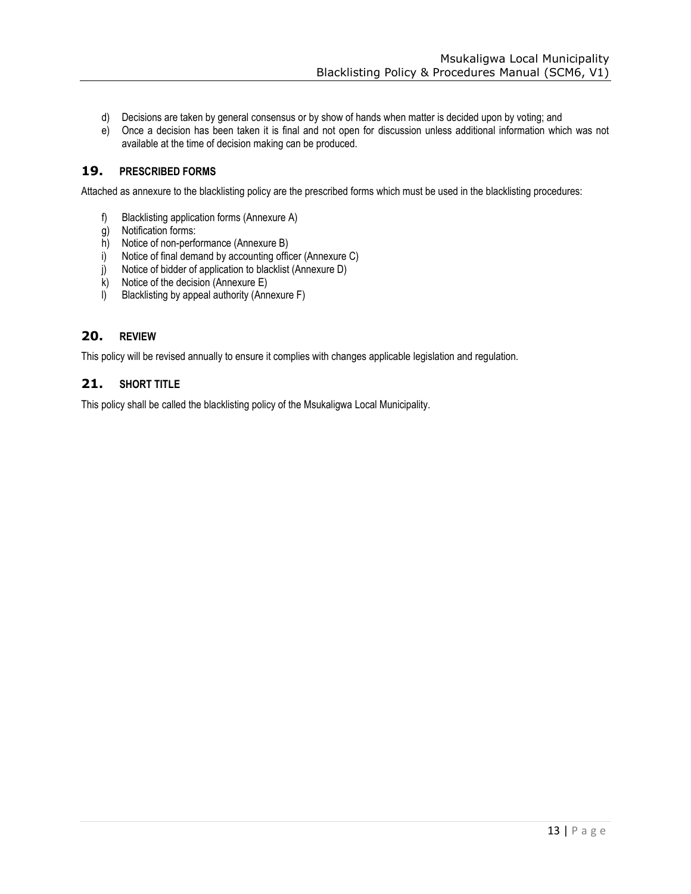d) Decisions are taken by general consensus or by show of hands when matter is decided upon by voting; and
e) Once a decision has been taken it is final and not open for discussion unless additional information which was not available at the time of decision making can be produced.

## 19. PRESCRIBED FORMS

Attached as annexure to the blacklisting policy are the prescribed forms which must be used in the blacklisting procedures:

f) Blacklisting application forms (Annexure A)
g) Notification forms:
h) Notice of non-performance (Annexure B)
i) Notice of final demand by accounting officer (Annexure C)
j) Notice of bidder of application to blacklist (Annexure D)
k) Notice of the decision (Annexure E)
l) Blacklisting by appeal authority (Annexure F)

## 20. REVIEW

This policy will be revised annually to ensure it complies with changes applicable legislation and regulation.

## 21. SHORT TITLE

This policy shall be called the blacklisting policy of the Msukaligwa Local Municipality.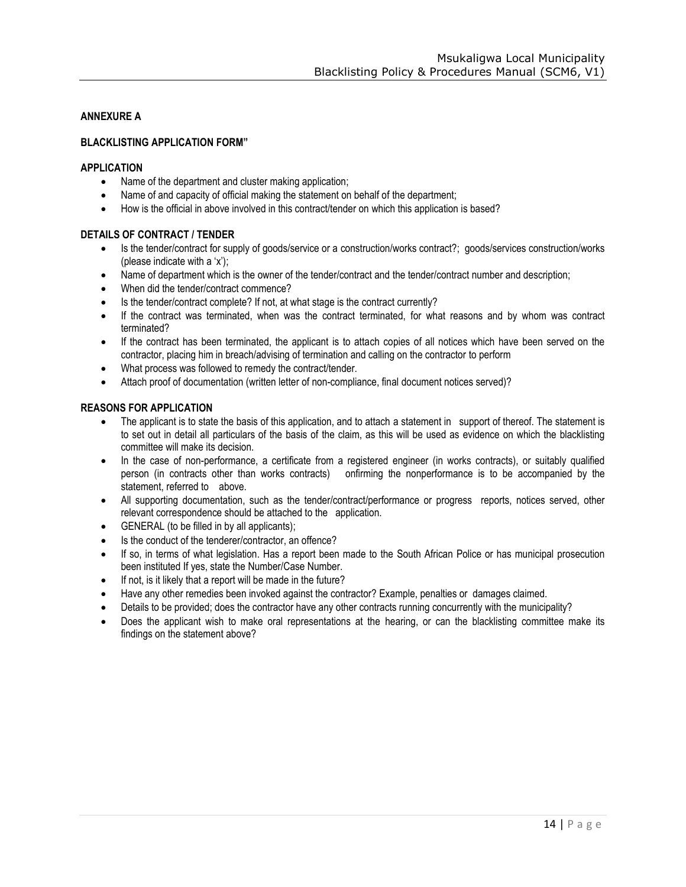**ANNEXURE A**

**BLACKLISTING APPLICATION FORM"**

**APPLICATION**

- Name of the department and cluster making application;
- Name of and capacity of official making the statement on behalf of the department;
- How is the official in above involved in this contract/tender on which this application is based?

**DETAILS OF CONTRACT / TENDER**

- Is the tender/contract for supply of goods/service or a construction/works contract?; goods/services construction/works (please indicate with a 'x');
- Name of department which is the owner of the tender/contract and the tender/contract number and description;
- When did the tender/contract commence?
- Is the tender/contract complete? If not, at what stage is the contract currently?
- If the contract was terminated, when was the contract terminated, for what reasons and by whom was contract terminated?
- If the contract has been terminated, the applicant is to attach copies of all notices which have been served on the contractor, placing him in breach/advising of termination and calling on the contractor to perform
- What process was followed to remedy the contract/tender.
- Attach proof of documentation (written letter of non-compliance, final document notices served)?

**REASONS FOR APPLICATION**

- The applicant is to state the basis of this application, and to attach a statement in support of thereof. The statement is to set out in detail all particulars of the basis of the claim, as this will be used as evidence on which the blacklisting committee will make its decision.
- In the case of non-performance, a certificate from a registered engineer (in works contracts), or suitably qualified person (in contracts other than works contracts) onfirming the nonperformance is to be accompanied by the statement, referred to above.
- All supporting documentation, such as the tender/contract/performance or progress reports, notices served, other relevant correspondence should be attached to the application.
- GENERAL (to be filled in by all applicants);
- Is the conduct of the tenderer/contractor, an offence?
- If so, in terms of what legislation. Has a report been made to the South African Police or has municipal prosecution been instituted If yes, state the Number/Case Number.
- If not, is it likely that a report will be made in the future?
- Have any other remedies been invoked against the contractor? Example, penalties or damages claimed.
- Details to be provided; does the contractor have any other contracts running concurrently with the municipality?
- Does the applicant wish to make oral representations at the hearing, or can the blacklisting committee make its findings on the statement above?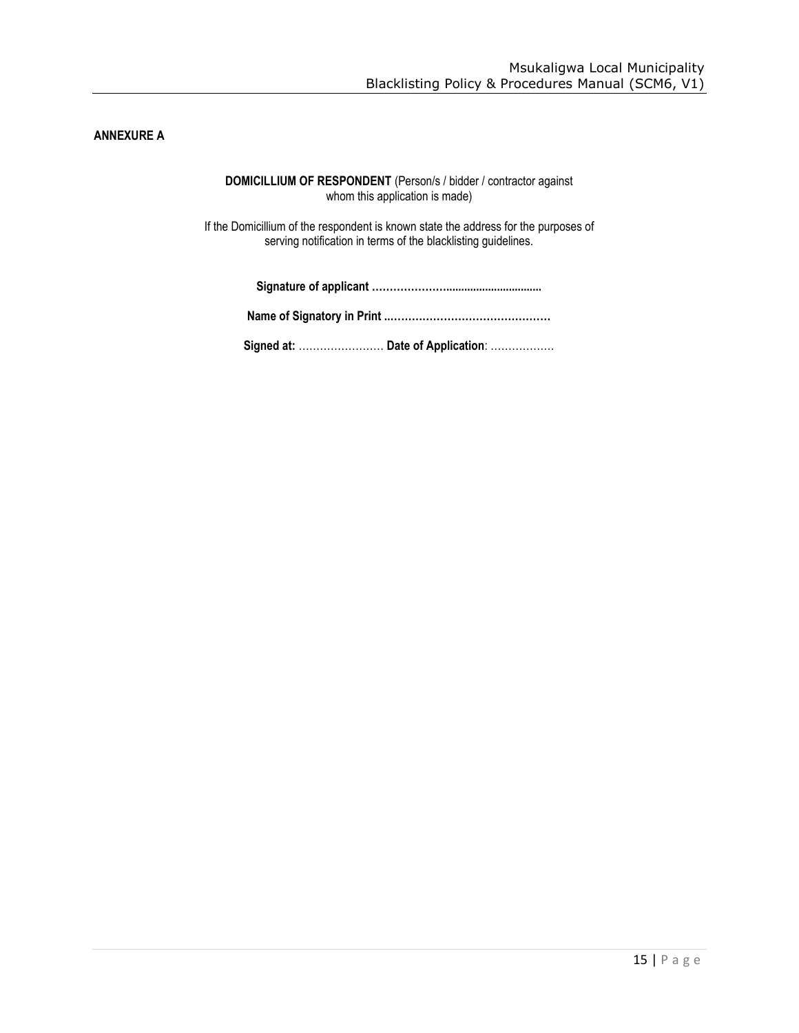**ANNEXURE A**

**DOMICILLIUM OF RESPONDENT** (Person/s / bidder / contractor against whom this application is made)

If the Domicillium of the respondent is known state the address for the purposes of serving notification in terms of the blacklisting guidelines.

**Signature of applicant ……………………...............................**

**Name of Signatory in Print ..…………………………………….**

**Signed at:** …………………… **Date of Application**: ………………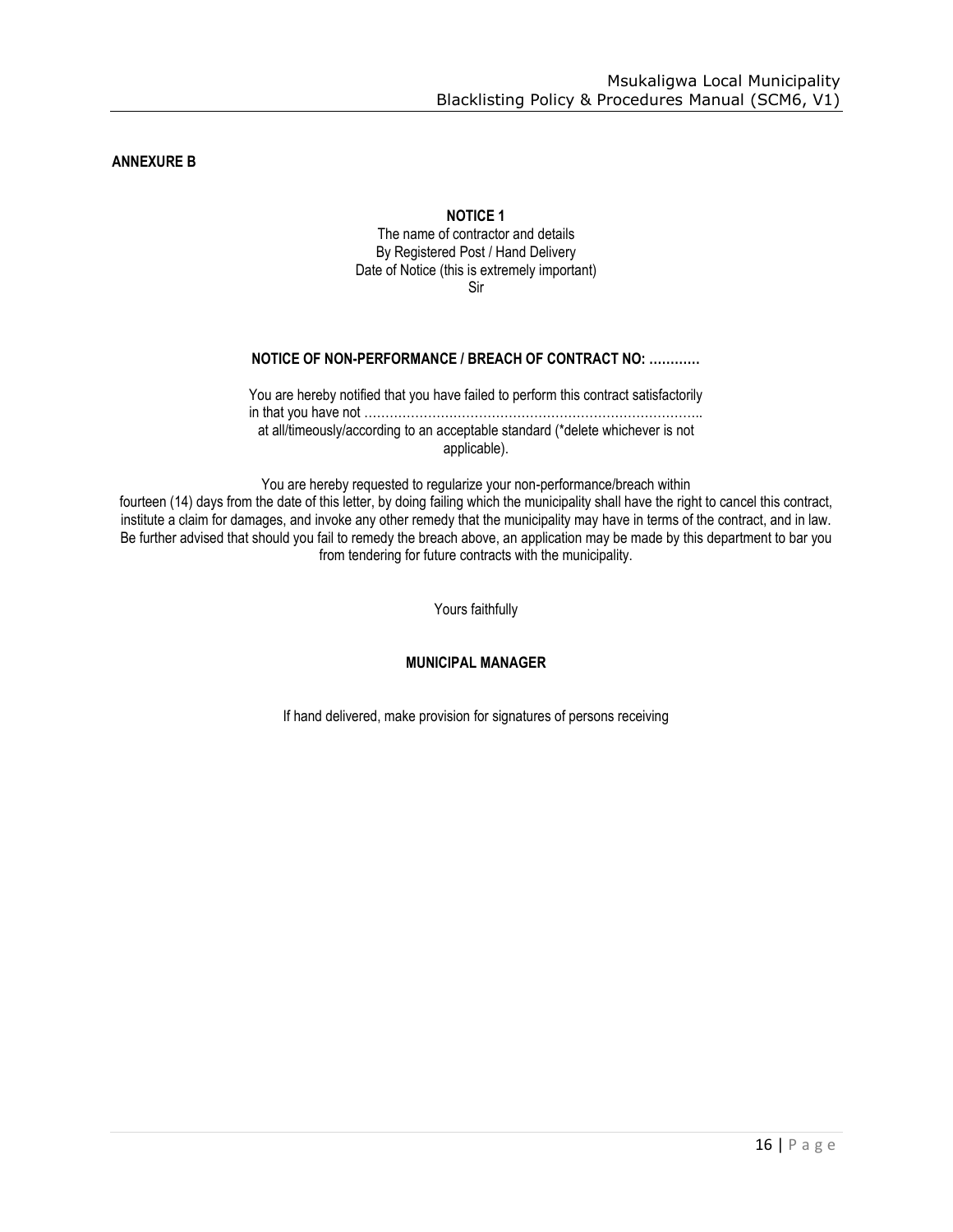**ANNEXURE B**

**NOTICE 1**

The name of contractor and details
By Registered Post / Hand Delivery
Date of Notice (this is extremely important)
Sir

**NOTICE OF NON-PERFORMANCE / BREACH OF CONTRACT NO: …………**

You are hereby notified that you have failed to perform this contract satisfactorily in that you have not ………………………………………………………………………….. at all/timeously/according to an acceptable standard (*delete whichever is not applicable).

You are hereby requested to regularize your non-performance/breach within fourteen (14) days from the date of this letter, by doing failing which the municipality shall have the right to cancel this contract, institute a claim for damages, and invoke any other remedy that the municipality may have in terms of the contract, and in law. Be further advised that should you fail to remedy the breach above, an application may be made by this department to bar you from tendering for future contracts with the municipality.

Yours faithfully

**MUNICIPAL MANAGER**

If hand delivered, make provision for signatures of persons receiving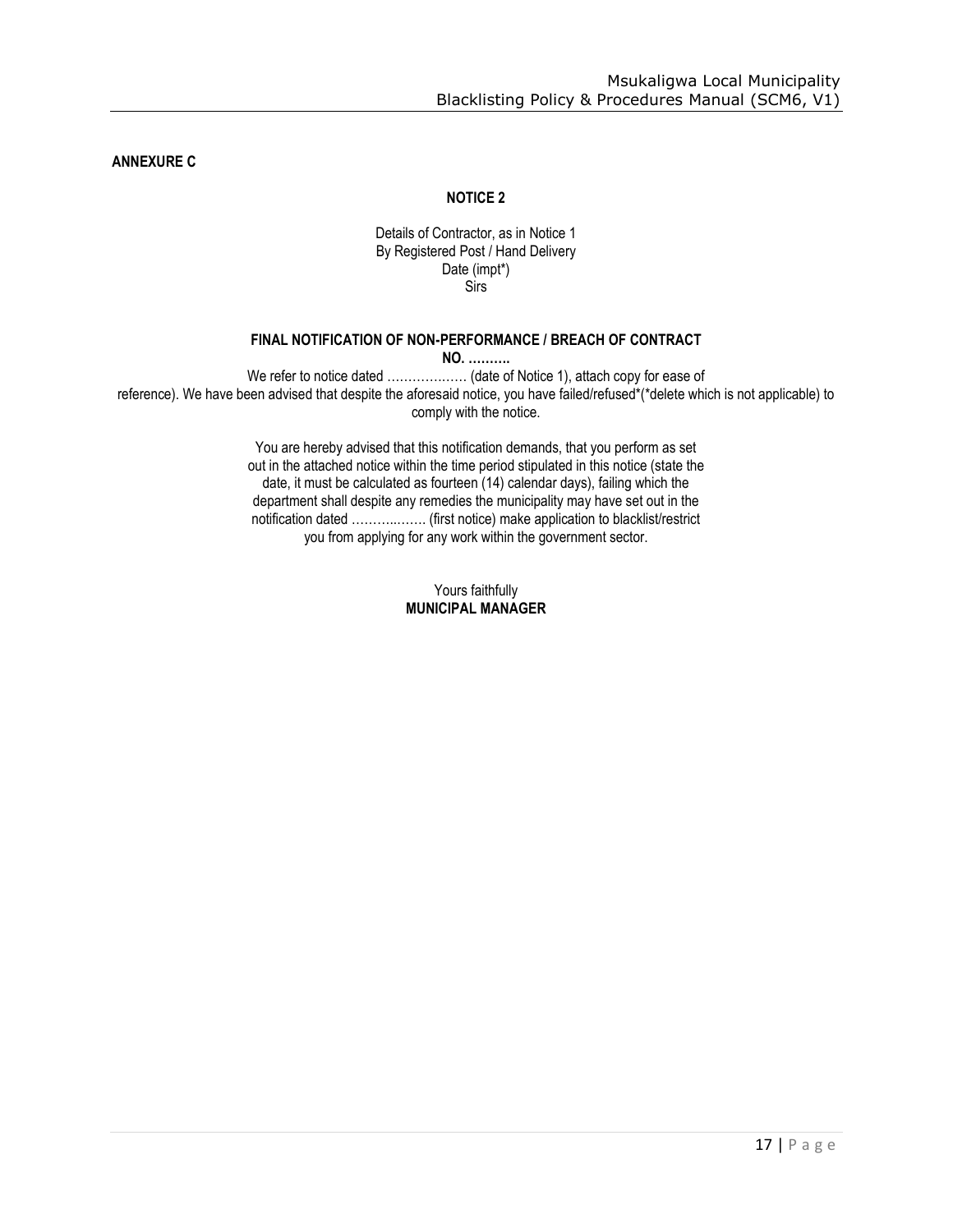**ANNEXURE C**

**NOTICE 2**

Details of Contractor, as in Notice 1
By Registered Post / Hand Delivery
Date (impt*)
Sirs

**FINAL NOTIFICATION OF NON-PERFORMANCE / BREACH OF CONTRACT NO. ……….**

We refer to notice dated ……………… (date of Notice 1), attach copy for ease of reference). We have been advised that despite the aforesaid notice, you have failed/refused*(*delete which is not applicable) to comply with the notice.

You are hereby advised that this notification demands, that you perform as set out in the attached notice within the time period stipulated in this notice (state the date, it must be calculated as fourteen (14) calendar days), failing which the department shall despite any remedies the municipality may have set out in the notification dated ………..……. (first notice) make application to blacklist/restrict you from applying for any work within the government sector.

Yours faithfully
**MUNICIPAL MANAGER**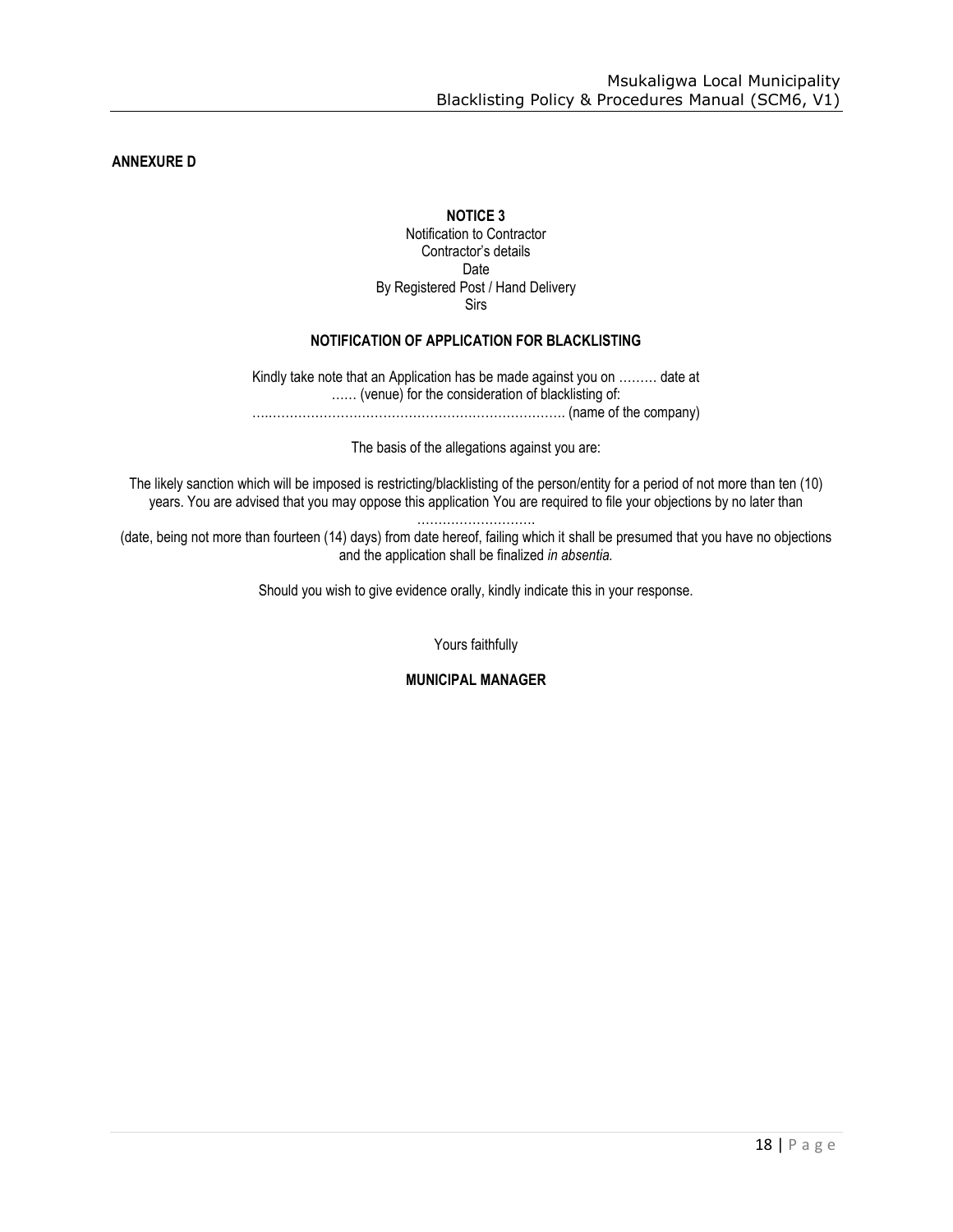**ANNEXURE D**

**NOTICE 3**

Notification to Contractor

Contractor's details

Date

By Registered Post / Hand Delivery

Sirs

**NOTIFICATION OF APPLICATION FOR BLACKLISTING**

Kindly take note that an Application has be made against you on ……… date at …… (venue) for the consideration of blacklisting of: ….…………………………………………………………. (name of the company)

The basis of the allegations against you are:

The likely sanction which will be imposed is restricting/blacklisting of the person/entity for a period of not more than ten (10) years. You are advised that you may oppose this application You are required to file your objections by no later than ………………………. (date, being not more than fourteen (14) days) from date hereof, failing which it shall be presumed that you have no objections and the application shall be finalized *in absentia.*

Should you wish to give evidence orally, kindly indicate this in your response.

Yours faithfully

**MUNICIPAL MANAGER**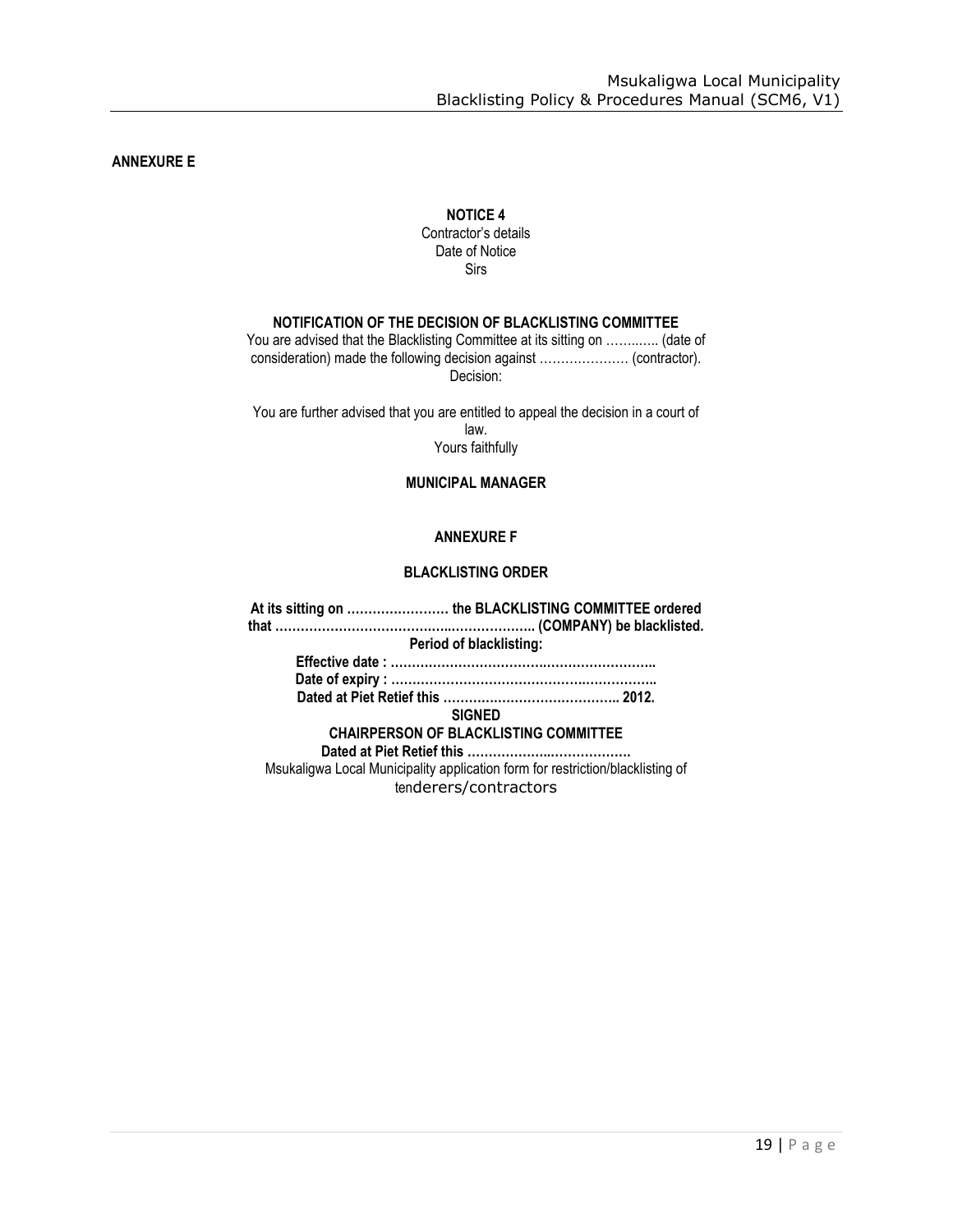**ANNEXURE E**

**NOTICE 4**

Contractor's details

Date of Notice

Sirs

**NOTIFICATION OF THE DECISION OF BLACKLISTING COMMITTEE**

You are advised that the Blacklisting Committee at its sitting on ……..….. (date of consideration) made the following decision against ………………… (contractor).

Decision:

You are further advised that you are entitled to appeal the decision in a court of law.

Yours faithfully

**MUNICIPAL MANAGER**

**ANNEXURE F**

**BLACKLISTING ORDER**

**At its sitting on …………………… the BLACKLISTING COMMITTEE ordered that ……………………………………..……………….. (COMPANY) be blacklisted.**

**Period of blacklisting:**

**Effective date : ……………………………………………………..**

**Date of expiry : ……………………………………………………..**

**Dated at Piet Retief this …………………………………….. 2012.**

**SIGNED**

**CHAIRPERSON OF BLACKLISTING COMMITTEE**

**Dated at Piet Retief this ………………….……………….**

Msukaligwa Local Municipality application form for restriction/blacklisting of tenderers/contractors